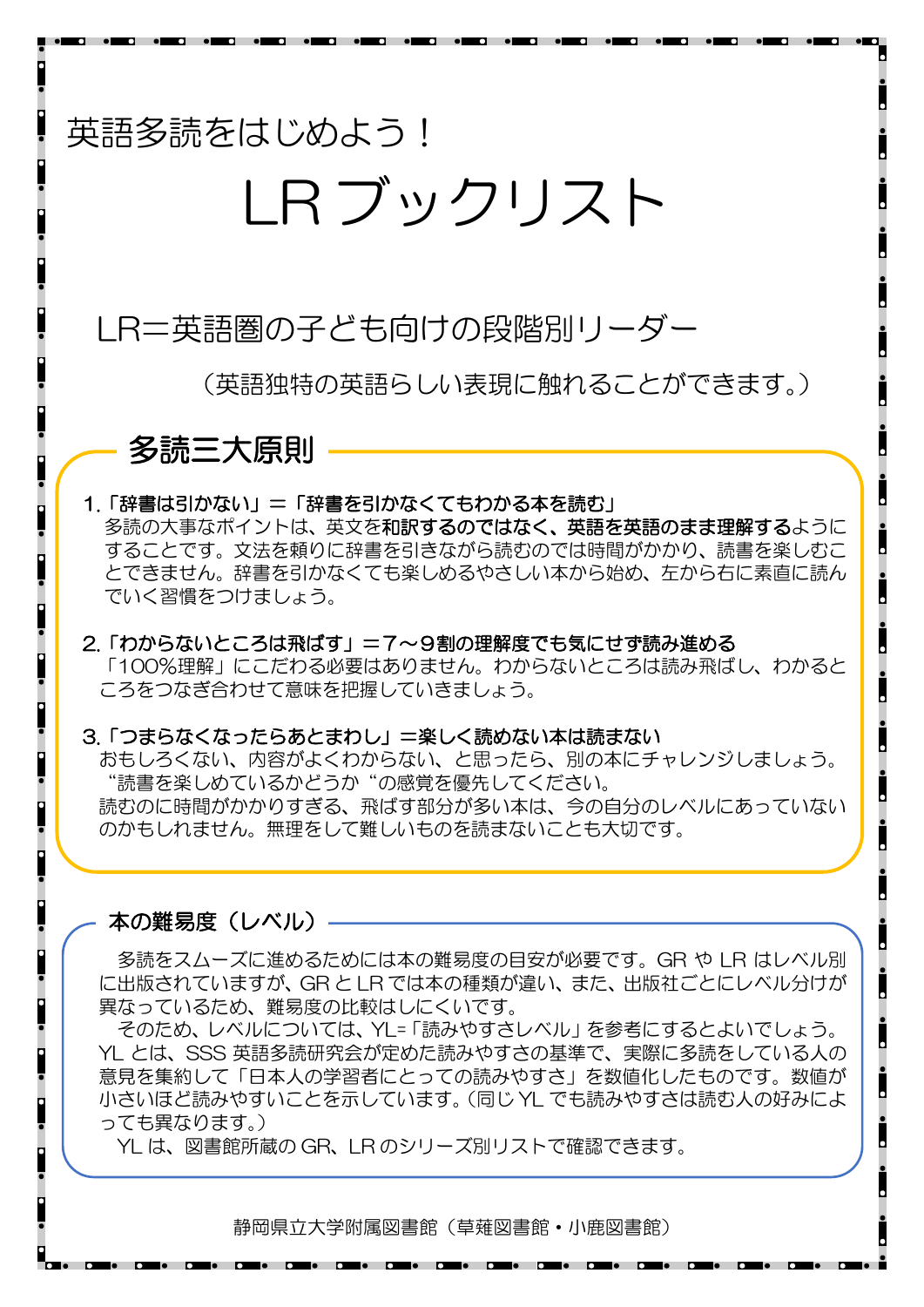英語多読をはじめよう！

# LR ブックリスト

## LR＝英語圏の子ども向けの段階別リーダー

（英語独特の英語らしい表現に触れることができます。）

## 多読三大原則

**1.「辞書は引かない」＝「辞書を引かなくてもわかる本を読む」**

多読の大事なポイントは、英文を**和訳するのではなく、英語を英語のまま理解する**ようにすることです。文法を頼りに辞書を引きながら読むのでは時間がかかり、読書を楽しむことできません。辞書を引かなくても楽しめるやさしい本から始め、左から右に素直に読んでいく習慣をつけましょう。

**2.「わからないところは飛ばす」＝7～9割の理解度でも気にせず読み進める**

「100%理解」にこだわる必要はありません。わからないところは読み飛ばし、わかるところをつなぎ合わせて意味を把握していきましょう。

**3.「つまらなくなったらあとまわし」＝楽しく読めない本は読まない**

おもしろくない、内容がよくわからない、と思ったら、別の本にチャレンジしましょう。
“読書を楽しめているかどうか“の感覚を優先してください。
読むのに時間がかかりすぎる、飛ばす部分が多い本は、今の自分のレベルにあっていないのかもしれません。無理をして難しいものを読まないことも大切です。

### 本の難易度（レベル）

多読をスムーズに進めるためには本の難易度の目安が必要です。GR や LR はレベル別に出版されていますが、GR と LR では本の種類が違い、また、出版社ごとにレベル分けが異なっているため、難易度の比較はしにくいです。

そのため、レベルについては、YL=「読みやすさレベル」を参考にするとよいでしょう。YL とは、SSS 英語多読研究会が定めた読みやすさの基準で、実際に多読をしている人の意見を集約して「日本人の学習者にとっての読みやすさ」を数値化したものです。数値が小さいほど読みやすいことを示しています。（同じ YL でも読みやすさは読む人の好みによっても異なります。）

YL は、図書館所蔵の GR、LR のシリーズ別リストで確認できます。

静岡県立大学附属図書館（草薙図書館・小鹿図書館）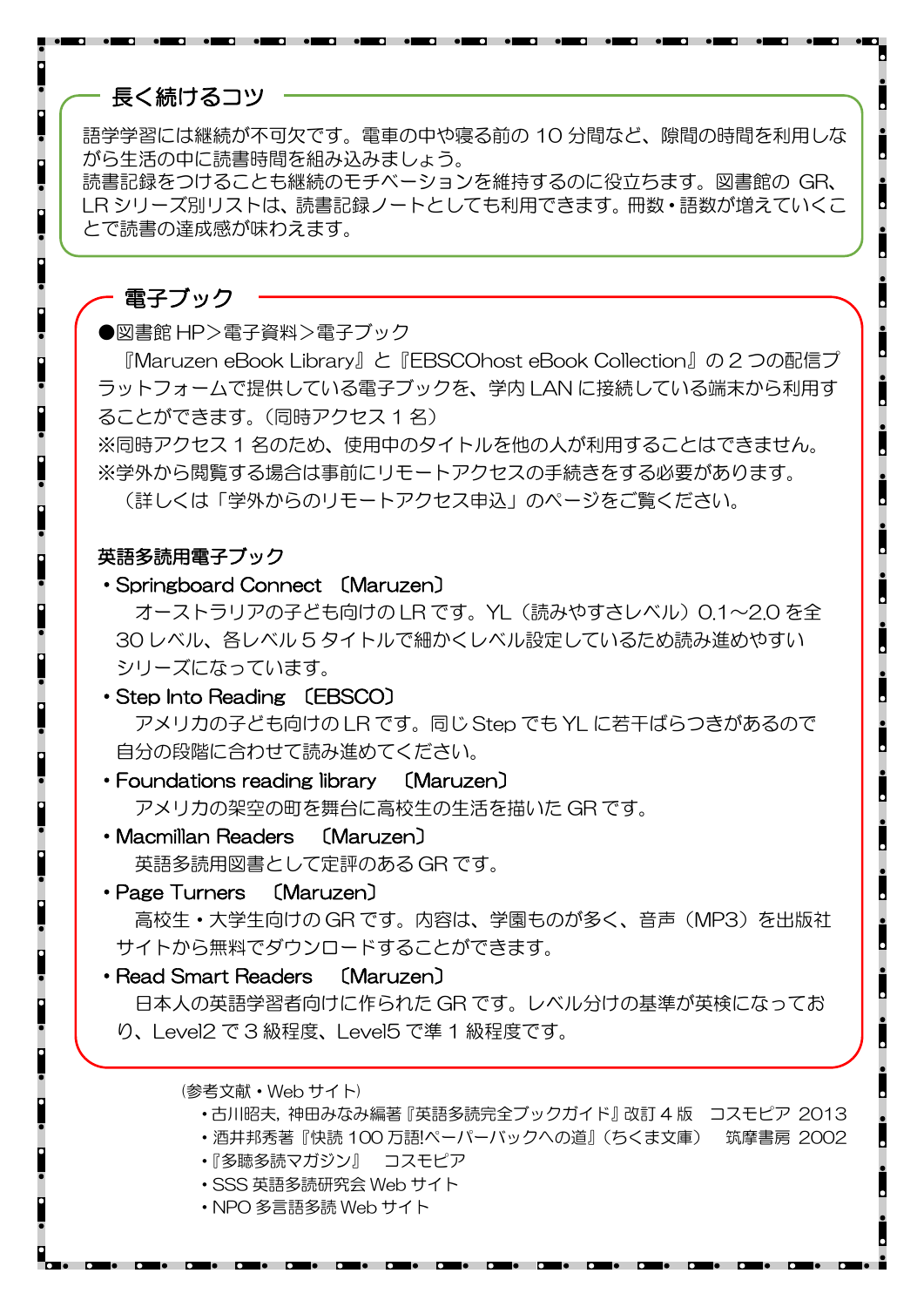## 長く続けるコツ

語学学習には継続が不可欠です。電車の中や寝る前の 10 分間など、隙間の時間を利用しながら生活の中に読書時間を組み込みましょう。
読書記録をつけることも継続のモチベーションを維持するのに役立ちます。図書館の GR、LR シリーズ別リストは、読書記録ノートとしても利用できます。冊数・語数が増えていくことで読書の達成感が味わえます。

## 電子ブック

●図書館 HP＞電子資料＞電子ブック

『Maruzen eBook Library』と『EBSCOhost eBook Collection』の２つの配信プラットフォームで提供している電子ブックを、学内 LAN に接続している端末から利用することができます。（同時アクセス１名）
※同時アクセス１名のため、使用中のタイトルを他の人が利用することはできません。
※学外から閲覧する場合は事前にリモートアクセスの手続きをする必要があります。
（詳しくは「学外からのリモートアクセス申込」のページをご覧ください。

**英語多読用電子ブック**

- Springboard Connect 〔Maruzen〕
  オーストラリアの子ども向けの LR です。YL（読みやすさレベル）0.1～2.0 を全 30 レベル、各レベル５タイトルで細かくレベル設定しているため読み進めやすいシリーズになっています。
- Step Into Reading 〔EBSCO〕
  アメリカの子ども向けの LR です。同じ Step でも YL に若干ばらつきがあるので自分の段階に合わせて読み進めてください。
- Foundations reading library 〔Maruzen〕
  アメリカの架空の町を舞台に高校生の生活を描いた GR です。
- Macmillan Readers 〔Maruzen〕
  英語多読用図書として定評のある GR です。
- Page Turners 〔Maruzen〕
  高校生・大学生向けの GR です。内容は、学園ものが多く、音声（MP3）を出版社サイトから無料でダウンロードすることができます。
- Read Smart Readers 〔Maruzen〕
  日本人の英語学習者向けに作られた GR です。レベル分けの基準が英検になっており、Level2 で３級程度、Level5 で準１級程度です。

（参考文献・Web サイト）
- 古川昭夫，神田みなみ編著『英語多読完全ブックガイド』改訂４版　コスモピア 2013
- 酒井邦秀著『快読 100 万語!ペーパーバックへの道』（ちくま文庫）　筑摩書房 2002
- 『多聴多読マガジン』　コスモピア
- SSS 英語多読研究会 Web サイト
- NPO 多言語多読 Web サイト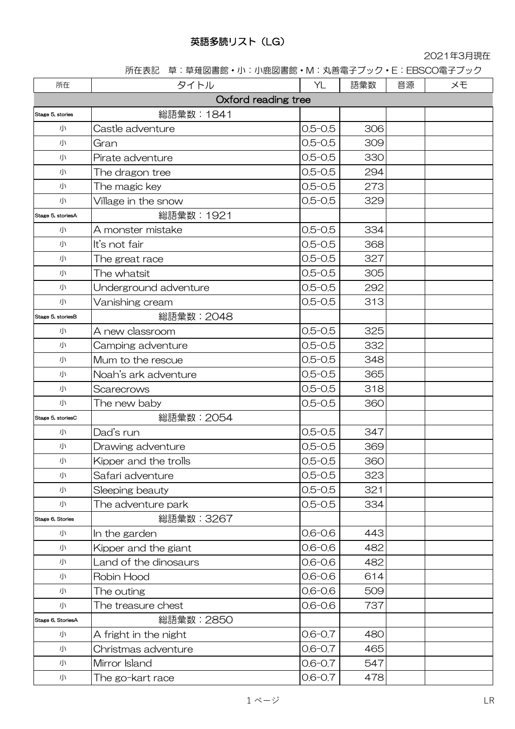# 英語多読リスト（LG）

2021年3月現在

所在表記　草：草薙図書館・小：小鹿図書館・M：丸善電子ブック・E：EBSCO電子ブック

| 所在 | タイトル | YL | 語彙数 | 音源 | メモ |
|---|---|---|---|---|---|
| Oxford reading tree | | | | | |
| Stage 5, stories | 総語彙数：1841 | | | | |
| 小 | Castle adventure | 0.5-0.5 | 306 | | |
| 小 | Gran | 0.5-0.5 | 309 | | |
| 小 | Pirate adventure | 0.5-0.5 | 330 | | |
| 小 | The dragon tree | 0.5-0.5 | 294 | | |
| 小 | The magic key | 0.5-0.5 | 273 | | |
| 小 | Village in the snow | 0.5-0.5 | 329 | | |
| Stage 5, storiesA | 総語彙数：1921 | | | | |
| 小 | A monster mistake | 0.5-0.5 | 334 | | |
| 小 | It's not fair | 0.5-0.5 | 368 | | |
| 小 | The great race | 0.5-0.5 | 327 | | |
| 小 | The whatsit | 0.5-0.5 | 305 | | |
| 小 | Underground adventure | 0.5-0.5 | 292 | | |
| 小 | Vanishing cream | 0.5-0.5 | 313 | | |
| Stage 5, storiesB | 総語彙数：2048 | | | | |
| 小 | A new classroom | 0.5-0.5 | 325 | | |
| 小 | Camping adventure | 0.5-0.5 | 332 | | |
| 小 | Mum to the rescue | 0.5-0.5 | 348 | | |
| 小 | Noah's ark adventure | 0.5-0.5 | 365 | | |
| 小 | Scarecrows | 0.5-0.5 | 318 | | |
| 小 | The new baby | 0.5-0.5 | 360 | | |
| Stage 5, storiesC | 総語彙数：2054 | | | | |
| 小 | Dad's run | 0.5-0.5 | 347 | | |
| 小 | Drawing adventure | 0.5-0.5 | 369 | | |
| 小 | Kipper and the trolls | 0.5-0.5 | 360 | | |
| 小 | Safari adventure | 0.5-0.5 | 323 | | |
| 小 | Sleeping beauty | 0.5-0.5 | 321 | | |
| 小 | The adventure park | 0.5-0.5 | 334 | | |
| Stage 6, Stories | 総語彙数：3267 | | | | |
| 小 | In the garden | 0.6-0.6 | 443 | | |
| 小 | Kipper and the giant | 0.6-0.6 | 482 | | |
| 小 | Land of the dinosaurs | 0.6-0.6 | 482 | | |
| 小 | Robin Hood | 0.6-0.6 | 614 | | |
| 小 | The outing | 0.6-0.6 | 509 | | |
| 小 | The treasure chest | 0.6-0.6 | 737 | | |
| Stage 6, StoriesA | 総語彙数：2850 | | | | |
| 小 | A fright in the night | 0.6-0.7 | 480 | | |
| 小 | Christmas adventure | 0.6-0.7 | 465 | | |
| 小 | Mirror Island | 0.6-0.7 | 547 | | |
| 小 | The go-kart race | 0.6-0.7 | 478 | | |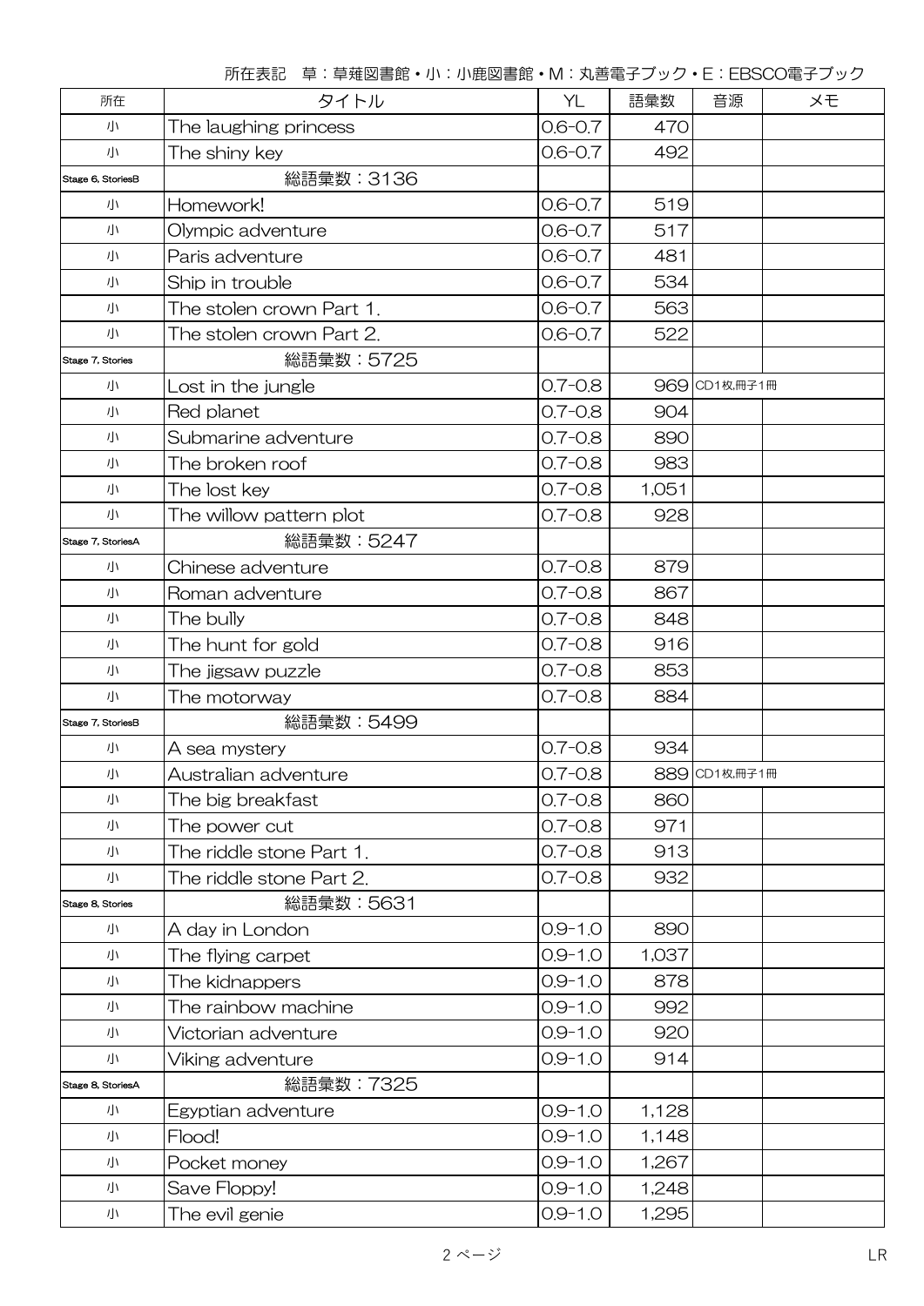所在表記　草：草薙図書館・小：小鹿図書館・M：丸善電子ブック・E：EBSCO電子ブック

| 所在 | タイトル | YL | 語彙数 | 音源 | メモ |
|---|---|---|---|---|---|
| 小 | The laughing princess | 0.6-0.7 | 470 | | |
| 小 | The shiny key | 0.6-0.7 | 492 | | |
| Stage 6, StoriesB | 総語彙数：3136 | | | | |
| 小 | Homework! | 0.6-0.7 | 519 | | |
| 小 | Olympic adventure | 0.6-0.7 | 517 | | |
| 小 | Paris adventure | 0.6-0.7 | 481 | | |
| 小 | Ship in trouble | 0.6-0.7 | 534 | | |
| 小 | The stolen crown Part 1. | 0.6-0.7 | 563 | | |
| 小 | The stolen crown Part 2. | 0.6-0.7 | 522 | | |
| Stage 7, Stories | 総語彙数：5725 | | | | |
| 小 | Lost in the jungle | 0.7-0.8 | 969 | CD1枚,冊子1冊 | |
| 小 | Red planet | 0.7-0.8 | 904 | | |
| 小 | Submarine adventure | 0.7-0.8 | 890 | | |
| 小 | The broken roof | 0.7-0.8 | 983 | | |
| 小 | The lost key | 0.7-0.8 | 1,051 | | |
| 小 | The willow pattern plot | 0.7-0.8 | 928 | | |
| Stage 7, StoriesA | 総語彙数：5247 | | | | |
| 小 | Chinese adventure | 0.7-0.8 | 879 | | |
| 小 | Roman adventure | 0.7-0.8 | 867 | | |
| 小 | The bully | 0.7-0.8 | 848 | | |
| 小 | The hunt for gold | 0.7-0.8 | 916 | | |
| 小 | The jigsaw puzzle | 0.7-0.8 | 853 | | |
| 小 | The motorway | 0.7-0.8 | 884 | | |
| Stage 7, StoriesB | 総語彙数：5499 | | | | |
| 小 | A sea mystery | 0.7-0.8 | 934 | | |
| 小 | Australian adventure | 0.7-0.8 | 889 | CD1枚,冊子1冊 | |
| 小 | The big breakfast | 0.7-0.8 | 860 | | |
| 小 | The power cut | 0.7-0.8 | 971 | | |
| 小 | The riddle stone Part 1. | 0.7-0.8 | 913 | | |
| 小 | The riddle stone Part 2. | 0.7-0.8 | 932 | | |
| Stage 8, Stories | 総語彙数：5631 | | | | |
| 小 | A day in London | 0.9-1.0 | 890 | | |
| 小 | The flying carpet | 0.9-1.0 | 1,037 | | |
| 小 | The kidnappers | 0.9-1.0 | 878 | | |
| 小 | The rainbow machine | 0.9-1.0 | 992 | | |
| 小 | Victorian adventure | 0.9-1.0 | 920 | | |
| 小 | Viking adventure | 0.9-1.0 | 914 | | |
| Stage 8, StoriesA | 総語彙数：7325 | | | | |
| 小 | Egyptian adventure | 0.9-1.0 | 1,128 | | |
| 小 | Flood! | 0.9-1.0 | 1,148 | | |
| 小 | Pocket money | 0.9-1.0 | 1,267 | | |
| 小 | Save Floppy! | 0.9-1.0 | 1,248 | | |
| 小 | The evil genie | 0.9-1.0 | 1,295 | | |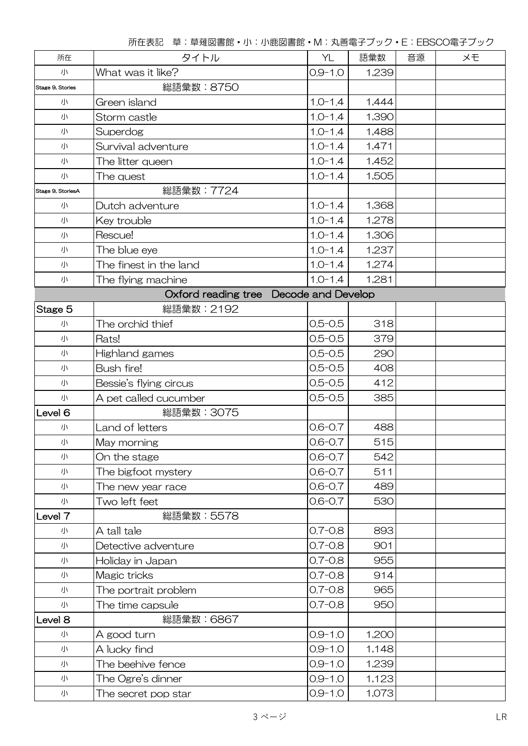所在表記　草：草薙図書館・小：小鹿図書館・M：丸善電子ブック・E：EBSCO電子ブック

| 所在 | タイトル | YL | 語彙数 | 音源 | メモ |
|---|---|---|---|---|---|
| 小 | What was it like? | 0.9-1.0 | 1,239 | | |
| Stage 9, Stories | 総語彙数：8750 | | | | |
| 小 | Green island | 1.0-1.4 | 1,444 | | |
| 小 | Storm castle | 1.0-1.4 | 1,390 | | |
| 小 | Superdog | 1.0-1.4 | 1,488 | | |
| 小 | Survival adventure | 1.0-1.4 | 1,471 | | |
| 小 | The litter queen | 1.0-1.4 | 1,452 | | |
| 小 | The quest | 1.0-1.4 | 1,505 | | |
| Stage 9, StoriesA | 総語彙数：7724 | | | | |
| 小 | Dutch adventure | 1.0-1.4 | 1,368 | | |
| 小 | Key trouble | 1.0-1.4 | 1,278 | | |
| 小 | Rescue! | 1.0-1.4 | 1,306 | | |
| 小 | The blue eye | 1.0-1.4 | 1,237 | | |
| 小 | The finest in the land | 1.0-1.4 | 1,274 | | |
| 小 | The flying machine | 1.0-1.4 | 1,281 | | |
| Oxford reading tree　Decode and Develop | | | | | |
| Stage 5 | 総語彙数：2192 | | | | |
| 小 | The orchid thief | 0.5-0.5 | 318 | | |
| 小 | Rats! | 0.5-0.5 | 379 | | |
| 小 | Highland games | 0.5-0.5 | 290 | | |
| 小 | Bush fire! | 0.5-0.5 | 408 | | |
| 小 | Bessie's flying circus | 0.5-0.5 | 412 | | |
| 小 | A pet called cucumber | 0.5-0.5 | 385 | | |
| Level 6 | 総語彙数：3075 | | | | |
| 小 | Land of letters | 0.6-0.7 | 488 | | |
| 小 | May morning | 0.6-0.7 | 515 | | |
| 小 | On the stage | 0.6-0.7 | 542 | | |
| 小 | The bigfoot mystery | 0.6-0.7 | 511 | | |
| 小 | The new year race | 0.6-0.7 | 489 | | |
| 小 | Two left feet | 0.6-0.7 | 530 | | |
| Level 7 | 総語彙数：5578 | | | | |
| 小 | A tall tale | 0.7-0.8 | 893 | | |
| 小 | Detective adventure | 0.7-0.8 | 901 | | |
| 小 | Holiday in Japan | 0.7-0.8 | 955 | | |
| 小 | Magic tricks | 0.7-0.8 | 914 | | |
| 小 | The portrait problem | 0.7-0.8 | 965 | | |
| 小 | The time capsule | 0.7-0.8 | 950 | | |
| Level 8 | 総語彙数：6867 | | | | |
| 小 | A good turn | 0.9-1.0 | 1,200 | | |
| 小 | A lucky find | 0.9-1.0 | 1,148 | | |
| 小 | The beehive fence | 0.9-1.0 | 1,239 | | |
| 小 | The Ogre's dinner | 0.9-1.0 | 1,123 | | |
| 小 | The secret pop star | 0.9-1.0 | 1,073 | | |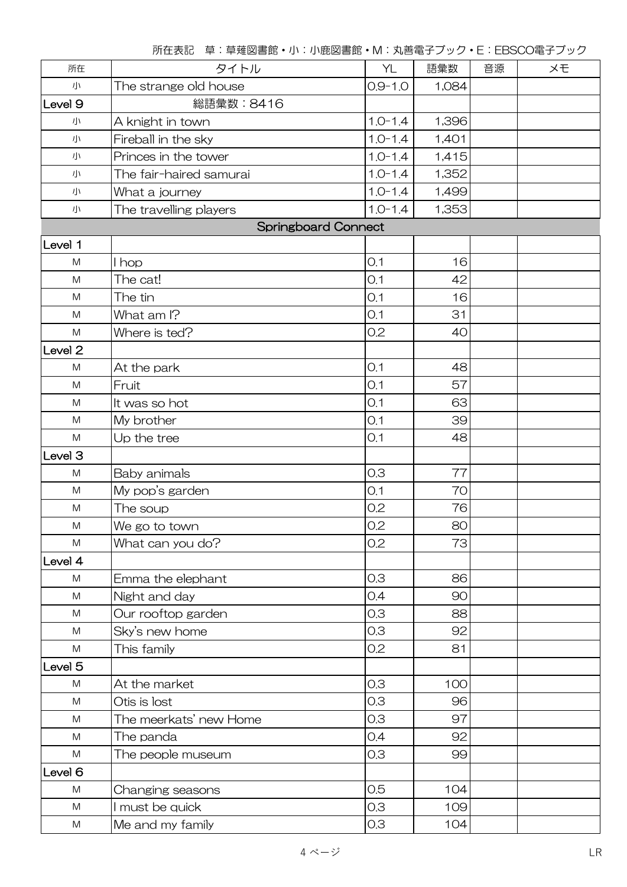所在表記　草：草薙図書館・小：小鹿図書館・M：丸善電子ブック・E：EBSCO電子ブック

| 所在 | タイトル | YL | 語彙数 | 音源 | メモ |
|---|---|---|---|---|---|
| 小 | The strange old house | 0.9-1.0 | 1,084 | | |
| Level 9 | 総語彙数：8416 | | | | |
| 小 | A knight in town | 1.0-1.4 | 1,396 | | |
| 小 | Fireball in the sky | 1.0-1.4 | 1,401 | | |
| 小 | Princes in the tower | 1.0-1.4 | 1,415 | | |
| 小 | The fair-haired samurai | 1.0-1.4 | 1,352 | | |
| 小 | What a journey | 1.0-1.4 | 1,499 | | |
| 小 | The travelling players | 1.0-1.4 | 1,353 | | |
| | Springboard Connect | | | | |
| Level 1 | | | | | |
| M | I hop | 0.1 | 16 | | |
| M | The cat! | 0.1 | 42 | | |
| M | The tin | 0.1 | 16 | | |
| M | What am I? | 0.1 | 31 | | |
| M | Where is ted? | 0.2 | 40 | | |
| Level 2 | | | | | |
| M | At the park | 0.1 | 48 | | |
| M | Fruit | 0.1 | 57 | | |
| M | It was so hot | 0.1 | 63 | | |
| M | My brother | 0.1 | 39 | | |
| M | Up the tree | 0.1 | 48 | | |
| Level 3 | | | | | |
| M | Baby animals | 0.3 | 77 | | |
| M | My pop's garden | 0.1 | 70 | | |
| M | The soup | 0.2 | 76 | | |
| M | We go to town | 0.2 | 80 | | |
| M | What can you do? | 0.2 | 73 | | |
| Level 4 | | | | | |
| M | Emma the elephant | 0.3 | 86 | | |
| M | Night and day | 0.4 | 90 | | |
| M | Our rooftop garden | 0.3 | 88 | | |
| M | Sky's new home | 0.3 | 92 | | |
| M | This family | 0.2 | 81 | | |
| Level 5 | | | | | |
| M | At the market | 0.3 | 100 | | |
| M | Otis is lost | 0.3 | 96 | | |
| M | The meerkats' new Home | 0.3 | 97 | | |
| M | The panda | 0.4 | 92 | | |
| M | The people museum | 0.3 | 99 | | |
| Level 6 | | | | | |
| M | Changing seasons | 0.5 | 104 | | |
| M | I must be quick | 0.3 | 109 | | |
| M | Me and my family | 0.3 | 104 | | |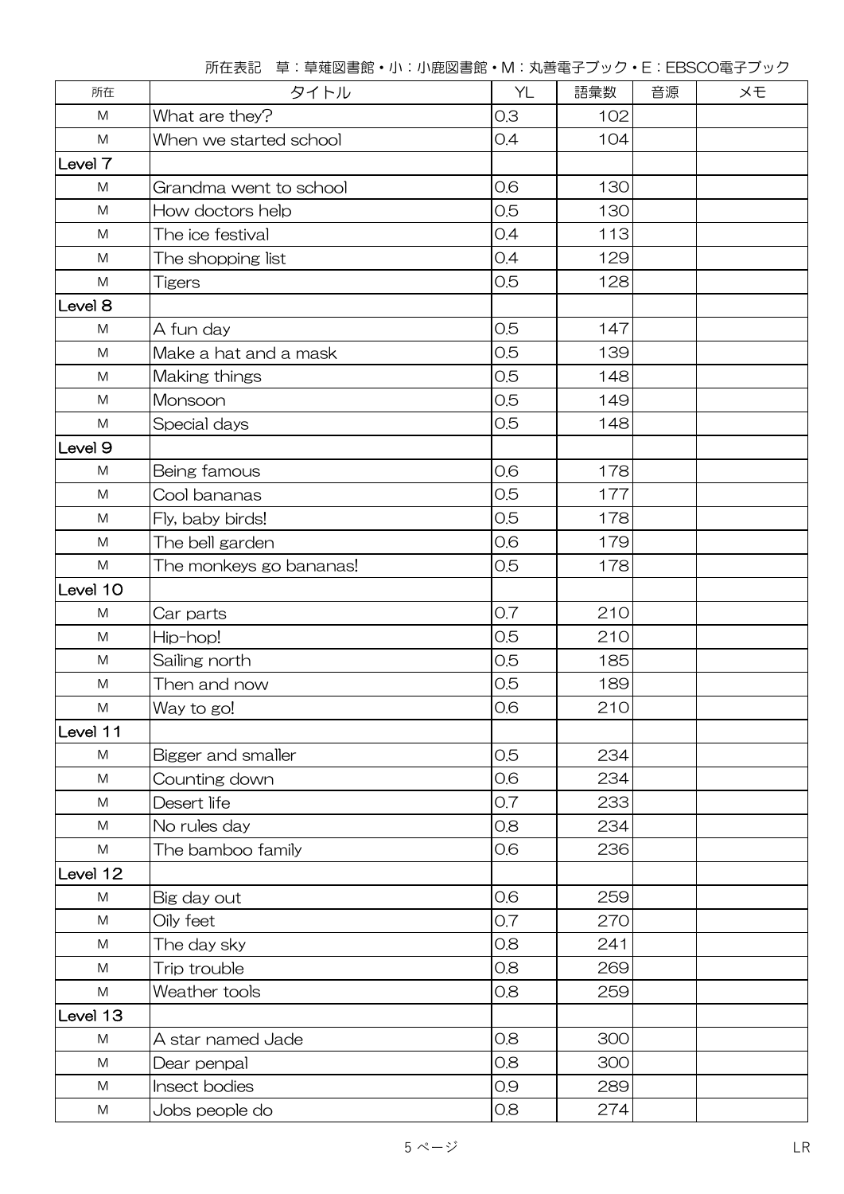所在表記　草：草薙図書館・小：小鹿図書館・M：丸善電子ブック・E：EBSCO電子ブック

| 所在 | タイトル | YL | 語彙数 | 音源 | メモ |
|---|---|---|---|---|---|
| M | What are they? | 0.3 | 102 | | |
| M | When we started school | 0.4 | 104 | | |
| Level 7 | | | | | |
| M | Grandma went to school | 0.6 | 130 | | |
| M | How doctors help | 0.5 | 130 | | |
| M | The ice festival | 0.4 | 113 | | |
| M | The shopping list | 0.4 | 129 | | |
| M | Tigers | 0.5 | 128 | | |
| Level 8 | | | | | |
| M | A fun day | 0.5 | 147 | | |
| M | Make a hat and a mask | 0.5 | 139 | | |
| M | Making things | 0.5 | 148 | | |
| M | Monsoon | 0.5 | 149 | | |
| M | Special days | 0.5 | 148 | | |
| Level 9 | | | | | |
| M | Being famous | 0.6 | 178 | | |
| M | Cool bananas | 0.5 | 177 | | |
| M | Fly, baby birds! | 0.5 | 178 | | |
| M | The bell garden | 0.6 | 179 | | |
| M | The monkeys go bananas! | 0.5 | 178 | | |
| Level 10 | | | | | |
| M | Car parts | 0.7 | 210 | | |
| M | Hip-hop! | 0.5 | 210 | | |
| M | Sailing north | 0.5 | 185 | | |
| M | Then and now | 0.5 | 189 | | |
| M | Way to go! | 0.6 | 210 | | |
| Level 11 | | | | | |
| M | Bigger and smaller | 0.5 | 234 | | |
| M | Counting down | 0.6 | 234 | | |
| M | Desert life | 0.7 | 233 | | |
| M | No rules day | 0.8 | 234 | | |
| M | The bamboo family | 0.6 | 236 | | |
| Level 12 | | | | | |
| M | Big day out | 0.6 | 259 | | |
| M | Oily feet | 0.7 | 270 | | |
| M | The day sky | 0.8 | 241 | | |
| M | Trip trouble | 0.8 | 269 | | |
| M | Weather tools | 0.8 | 259 | | |
| Level 13 | | | | | |
| M | A star named Jade | 0.8 | 300 | | |
| M | Dear penpal | 0.8 | 300 | | |
| M | Insect bodies | 0.9 | 289 | | |
| M | Jobs people do | 0.8 | 274 | | |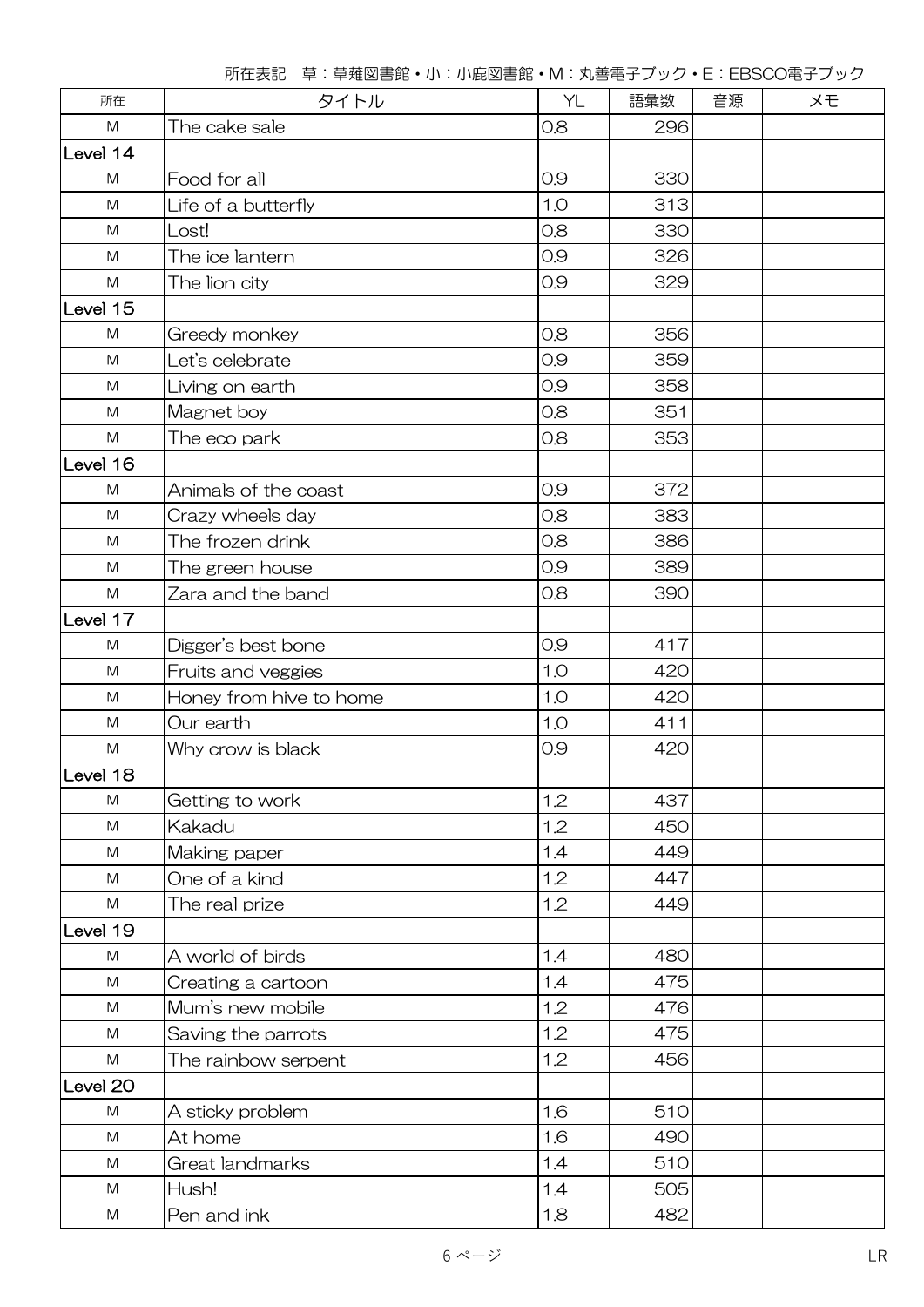所在表記　草：草薙図書館・小：小鹿図書館・M：丸善電子ブック・E：EBSCO電子ブック

| 所在 | タイトル | YL | 語彙数 | 音源 | メモ |
|---|---|---|---|---|---|
| M | The cake sale | 0.8 | 296 | | |
| Level 14 | | | | | |
| M | Food for all | 0.9 | 330 | | |
| M | Life of a butterfly | 1.0 | 313 | | |
| M | Lost! | 0.8 | 330 | | |
| M | The ice lantern | 0.9 | 326 | | |
| M | The lion city | 0.9 | 329 | | |
| Level 15 | | | | | |
| M | Greedy monkey | 0.8 | 356 | | |
| M | Let's celebrate | 0.9 | 359 | | |
| M | Living on earth | 0.9 | 358 | | |
| M | Magnet boy | 0.8 | 351 | | |
| M | The eco park | 0.8 | 353 | | |
| Level 16 | | | | | |
| M | Animals of the coast | 0.9 | 372 | | |
| M | Crazy wheels day | 0.8 | 383 | | |
| M | The frozen drink | 0.8 | 386 | | |
| M | The green house | 0.9 | 389 | | |
| M | Zara and the band | 0.8 | 390 | | |
| Level 17 | | | | | |
| M | Digger's best bone | 0.9 | 417 | | |
| M | Fruits and veggies | 1.0 | 420 | | |
| M | Honey from hive to home | 1.0 | 420 | | |
| M | Our earth | 1.0 | 411 | | |
| M | Why crow is black | 0.9 | 420 | | |
| Level 18 | | | | | |
| M | Getting to work | 1.2 | 437 | | |
| M | Kakadu | 1.2 | 450 | | |
| M | Making paper | 1.4 | 449 | | |
| M | One of a kind | 1.2 | 447 | | |
| M | The real prize | 1.2 | 449 | | |
| Level 19 | | | | | |
| M | A world of birds | 1.4 | 480 | | |
| M | Creating a cartoon | 1.4 | 475 | | |
| M | Mum's new mobile | 1.2 | 476 | | |
| M | Saving the parrots | 1.2 | 475 | | |
| M | The rainbow serpent | 1.2 | 456 | | |
| Level 20 | | | | | |
| M | A sticky problem | 1.6 | 510 | | |
| M | At home | 1.6 | 490 | | |
| M | Great landmarks | 1.4 | 510 | | |
| M | Hush! | 1.4 | 505 | | |
| M | Pen and ink | 1.8 | 482 | | |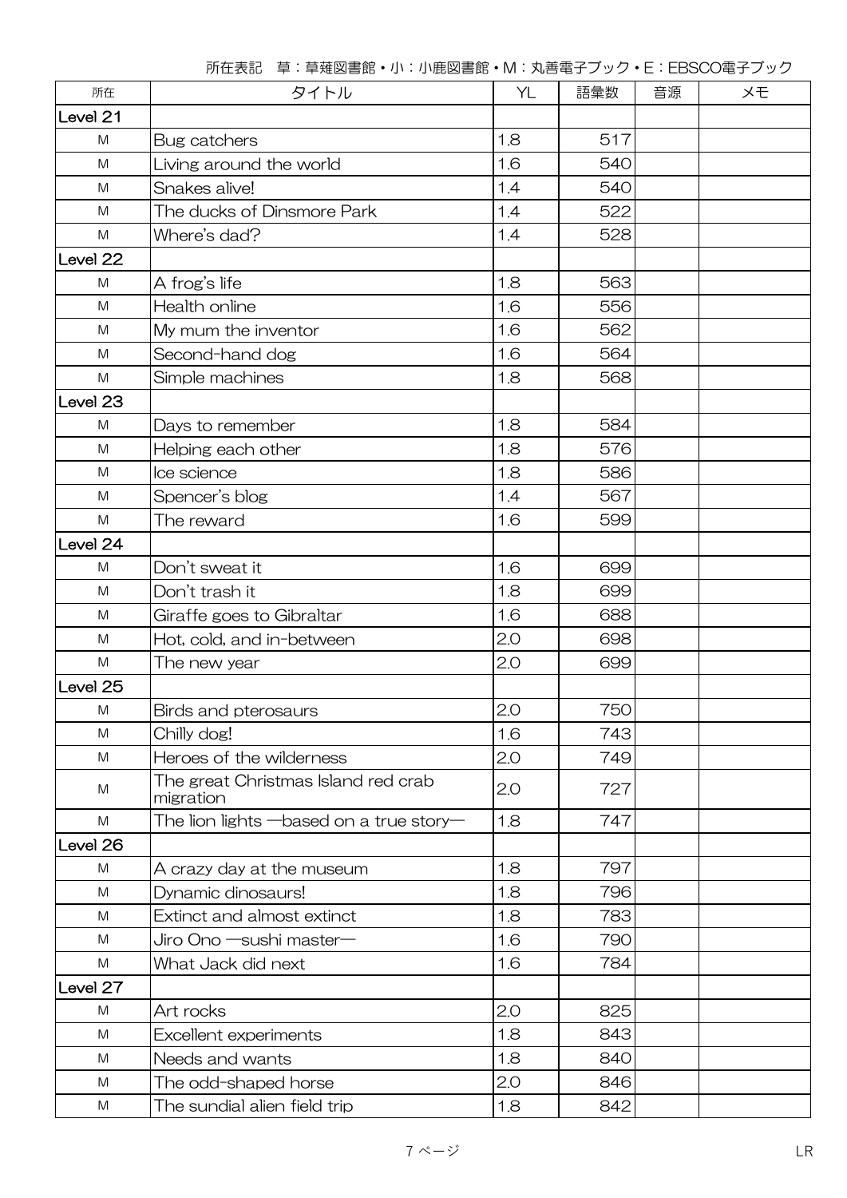所在表記　草：草薙図書館・小：小鹿図書館・M：丸善電子ブック・E：EBSCO電子ブック

| 所在 | タイトル | YL | 語彙数 | 音源 | メモ |
|---|---|---|---|---|---|
| Level 21 | | | | | |
| M | Bug catchers | 1.8 | 517 | | |
| M | Living around the world | 1.6 | 540 | | |
| M | Snakes alive! | 1.4 | 540 | | |
| M | The ducks of Dinsmore Park | 1.4 | 522 | | |
| M | Where's dad? | 1.4 | 528 | | |
| Level 22 | | | | | |
| M | A frog's life | 1.8 | 563 | | |
| M | Health online | 1.6 | 556 | | |
| M | My mum the inventor | 1.6 | 562 | | |
| M | Second-hand dog | 1.6 | 564 | | |
| M | Simple machines | 1.8 | 568 | | |
| Level 23 | | | | | |
| M | Days to remember | 1.8 | 584 | | |
| M | Helping each other | 1.8 | 576 | | |
| M | Ice science | 1.8 | 586 | | |
| M | Spencer's blog | 1.4 | 567 | | |
| M | The reward | 1.6 | 599 | | |
| Level 24 | | | | | |
| M | Don't sweat it | 1.6 | 699 | | |
| M | Don't trash it | 1.8 | 699 | | |
| M | Giraffe goes to Gibraltar | 1.6 | 688 | | |
| M | Hot, cold, and in-between | 2.0 | 698 | | |
| M | The new year | 2.0 | 699 | | |
| Level 25 | | | | | |
| M | Birds and pterosaurs | 2.0 | 750 | | |
| M | Chilly dog! | 1.6 | 743 | | |
| M | Heroes of the wilderness | 2.0 | 749 | | |
| M | The great Christmas Island red crab migration | 2.0 | 727 | | |
| M | The lion lights ―based on a true story― | 1.8 | 747 | | |
| Level 26 | | | | | |
| M | A crazy day at the museum | 1.8 | 797 | | |
| M | Dynamic dinosaurs! | 1.8 | 796 | | |
| M | Extinct and almost extinct | 1.8 | 783 | | |
| M | Jiro Ono ―sushi master― | 1.6 | 790 | | |
| M | What Jack did next | 1.6 | 784 | | |
| Level 27 | | | | | |
| M | Art rocks | 2.0 | 825 | | |
| M | Excellent experiments | 1.8 | 843 | | |
| M | Needs and wants | 1.8 | 840 | | |
| M | The odd-shaped horse | 2.0 | 846 | | |
| M | The sundial alien field trip | 1.8 | 842 | | |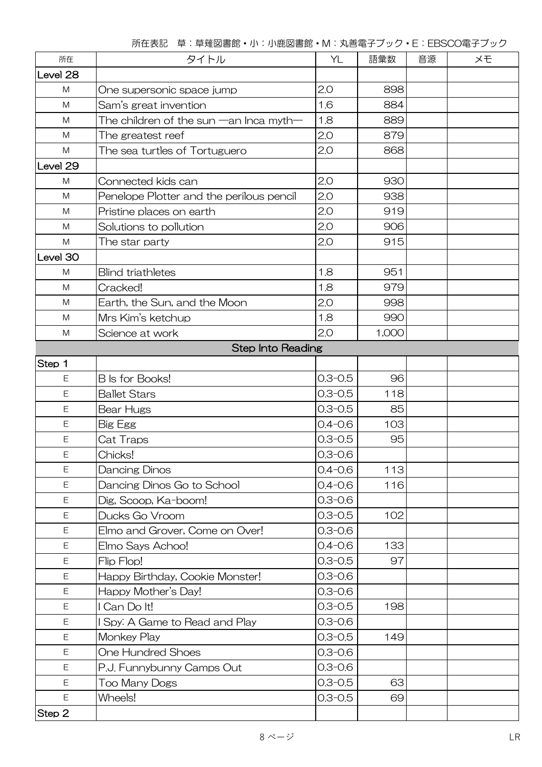所在表記　草：草薙図書館・小：小鹿図書館・M：丸善電子ブック・E：EBSCO電子ブック

| 所在 | タイトル | YL | 語彙数 | 音源 | メモ |
|---|---|---|---|---|---|
| Level 28 | | | | | |
| M | One supersonic space jump | 2.0 | 898 | | |
| M | Sam's great invention | 1.6 | 884 | | |
| M | The children of the sun —an Inca myth— | 1.8 | 889 | | |
| M | The greatest reef | 2.0 | 879 | | |
| M | The sea turtles of Tortuguero | 2.0 | 868 | | |
| Level 29 | | | | | |
| M | Connected kids can | 2.0 | 930 | | |
| M | Penelope Plotter and the perilous pencil | 2.0 | 938 | | |
| M | Pristine places on earth | 2.0 | 919 | | |
| M | Solutions to pollution | 2.0 | 906 | | |
| M | The star party | 2.0 | 915 | | |
| Level 30 | | | | | |
| M | Blind triathletes | 1.8 | 951 | | |
| M | Cracked! | 1.8 | 979 | | |
| M | Earth, the Sun, and the Moon | 2.0 | 998 | | |
| M | Mrs Kim's ketchup | 1.8 | 990 | | |
| M | Science at work | 2.0 | 1,000 | | |
| | Step Into Reading | | | | |
| Step 1 | | | | | |
| E | B Is for Books! | 0.3-0.5 | 96 | | |
| E | Ballet Stars | 0.3-0.5 | 118 | | |
| E | Bear Hugs | 0.3-0.5 | 85 | | |
| E | Big Egg | 0.4-0.6 | 103 | | |
| E | Cat Traps | 0.3-0.5 | 95 | | |
| E | Chicks! | 0.3-0.6 | | | |
| E | Dancing Dinos | 0.4-0.6 | 113 | | |
| E | Dancing Dinos Go to School | 0.4-0.6 | 116 | | |
| E | Dig, Scoop, Ka-boom! | 0.3-0.6 | | | |
| E | Ducks Go Vroom | 0.3-0.5 | 102 | | |
| E | Elmo and Grover, Come on Over! | 0.3-0.6 | | | |
| E | Elmo Says Achoo! | 0.4-0.6 | 133 | | |
| E | Flip Flop! | 0.3-0.5 | 97 | | |
| E | Happy Birthday, Cookie Monster! | 0.3-0.6 | | | |
| E | Happy Mother's Day! | 0.3-0.6 | | | |
| E | I Can Do It! | 0.3-0.5 | 198 | | |
| E | I Spy: A Game to Read and Play | 0.3-0.6 | | | |
| E | Monkey Play | 0.3-0.5 | 149 | | |
| E | One Hundred Shoes | 0.3-0.6 | | | |
| E | P.J. Funnybunny Camps Out | 0.3-0.6 | | | |
| E | Too Many Dogs | 0.3-0.5 | 63 | | |
| E | Wheels! | 0.3-0.5 | 69 | | |
| Step 2 | | | | | |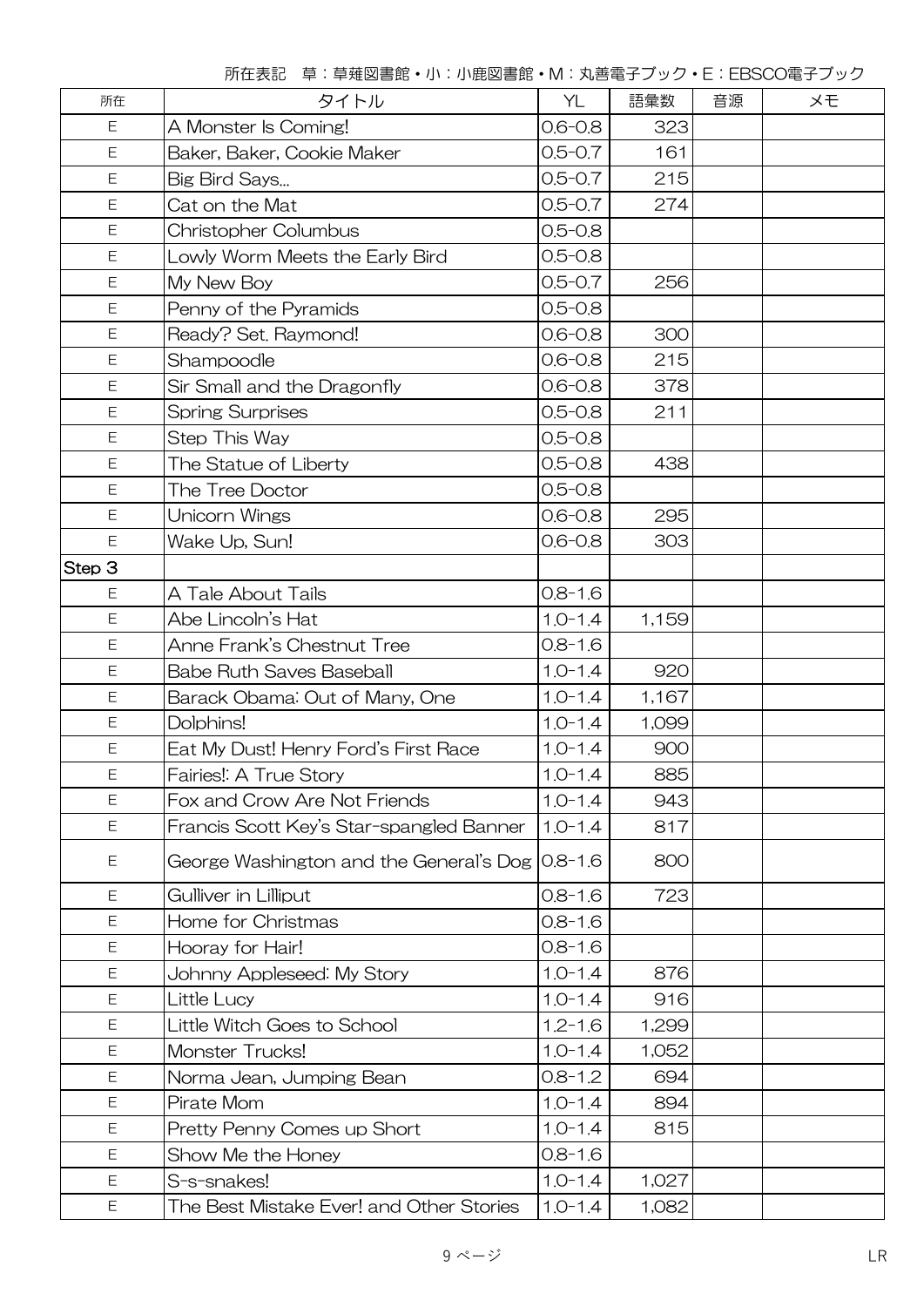所在表記　草：草薙図書館・小：小鹿図書館・M：丸善電子ブック・E：EBSCO電子ブック

| 所在 | タイトル | YL | 語彙数 | 音源 | メモ |
|---|---|---|---|---|---|
| E | A Monster Is Coming! | 0.6-0.8 | 323 | | |
| E | Baker, Baker, Cookie Maker | 0.5-0.7 | 161 | | |
| E | Big Bird Says... | 0.5-0.7 | 215 | | |
| E | Cat on the Mat | 0.5-0.7 | 274 | | |
| E | Christopher Columbus | 0.5-0.8 | | | |
| E | Lowly Worm Meets the Early Bird | 0.5-0.8 | | | |
| E | My New Boy | 0.5-0.7 | 256 | | |
| E | Penny of the Pyramids | 0.5-0.8 | | | |
| E | Ready? Set. Raymond! | 0.6-0.8 | 300 | | |
| E | Shampoodle | 0.6-0.8 | 215 | | |
| E | Sir Small and the Dragonfly | 0.6-0.8 | 378 | | |
| E | Spring Surprises | 0.5-0.8 | 211 | | |
| E | Step This Way | 0.5-0.8 | | | |
| E | The Statue of Liberty | 0.5-0.8 | 438 | | |
| E | The Tree Doctor | 0.5-0.8 | | | |
| E | Unicorn Wings | 0.6-0.8 | 295 | | |
| E | Wake Up, Sun! | 0.6-0.8 | 303 | | |
| Step 3 | | | | | |
| E | A Tale About Tails | 0.8-1.6 | | | |
| E | Abe Lincoln's Hat | 1.0-1.4 | 1,159 | | |
| E | Anne Frank's Chestnut Tree | 0.8-1.6 | | | |
| E | Babe Ruth Saves Baseball | 1.0-1.4 | 920 | | |
| E | Barack Obama: Out of Many, One | 1.0-1.4 | 1,167 | | |
| E | Dolphins! | 1.0-1.4 | 1,099 | | |
| E | Eat My Dust! Henry Ford's First Race | 1.0-1.4 | 900 | | |
| E | Fairies!: A True Story | 1.0-1.4 | 885 | | |
| E | Fox and Crow Are Not Friends | 1.0-1.4 | 943 | | |
| E | Francis Scott Key's Star-spangled Banner | 1.0-1.4 | 817 | | |
| E | George Washington and the General's Dog | 0.8-1.6 | 800 | | |
| E | Gulliver in Lilliput | 0.8-1.6 | 723 | | |
| E | Home for Christmas | 0.8-1.6 | | | |
| E | Hooray for Hair! | 0.8-1.6 | | | |
| E | Johnny Appleseed: My Story | 1.0-1.4 | 876 | | |
| E | Little Lucy | 1.0-1.4 | 916 | | |
| E | Little Witch Goes to School | 1.2-1.6 | 1,299 | | |
| E | Monster Trucks! | 1.0-1.4 | 1,052 | | |
| E | Norma Jean, Jumping Bean | 0.8-1.2 | 694 | | |
| E | Pirate Mom | 1.0-1.4 | 894 | | |
| E | Pretty Penny Comes up Short | 1.0-1.4 | 815 | | |
| E | Show Me the Honey | 0.8-1.6 | | | |
| E | S-s-snakes! | 1.0-1.4 | 1,027 | | |
| E | The Best Mistake Ever! and Other Stories | 1.0-1.4 | 1,082 | | |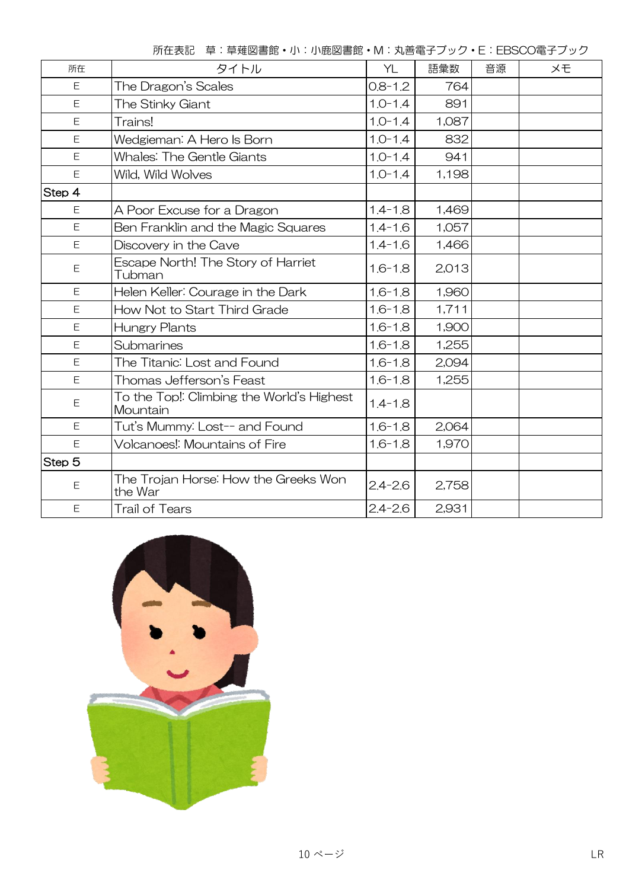所在表記　草：草薙図書館・小：小鹿図書館・M：丸善電子ブック・E：EBSCO電子ブック

| 所在 | タイトル | YL | 語彙数 | 音源 | メモ |
|---|---|---|---|---|---|
| E | The Dragon's Scales | 0.8-1.2 | 764 | | |
| E | The Stinky Giant | 1.0-1.4 | 891 | | |
| E | Trains! | 1.0-1.4 | 1,087 | | |
| E | Wedgieman: A Hero Is Born | 1.0-1.4 | 832 | | |
| E | Whales: The Gentle Giants | 1.0-1.4 | 941 | | |
| E | Wild, Wild Wolves | 1.0-1.4 | 1,198 | | |
| Step 4 | | | | | |
| E | A Poor Excuse for a Dragon | 1.4-1.8 | 1,469 | | |
| E | Ben Franklin and the Magic Squares | 1.4-1.6 | 1,057 | | |
| E | Discovery in the Cave | 1.4-1.6 | 1,466 | | |
| E | Escape North! The Story of Harriet Tubman | 1.6-1.8 | 2,013 | | |
| E | Helen Keller: Courage in the Dark | 1.6-1.8 | 1,960 | | |
| E | How Not to Start Third Grade | 1.6-1.8 | 1,711 | | |
| E | Hungry Plants | 1.6-1.8 | 1,900 | | |
| E | Submarines | 1.6-1.8 | 1,255 | | |
| E | The Titanic: Lost and Found | 1.6-1.8 | 2,094 | | |
| E | Thomas Jefferson's Feast | 1.6-1.8 | 1,255 | | |
| E | To the Top!: Climbing the World's Highest Mountain | 1.4-1.8 | | | |
| E | Tut's Mummy: Lost-- and Found | 1.6-1.8 | 2,064 | | |
| E | Volcanoes!: Mountains of Fire | 1.6-1.8 | 1,970 | | |
| Step 5 | | | | | |
| E | The Trojan Horse: How the Greeks Won the War | 2.4-2.6 | 2,758 | | |
| E | Trail of Tears | 2.4-2.6 | 2,931 | | |